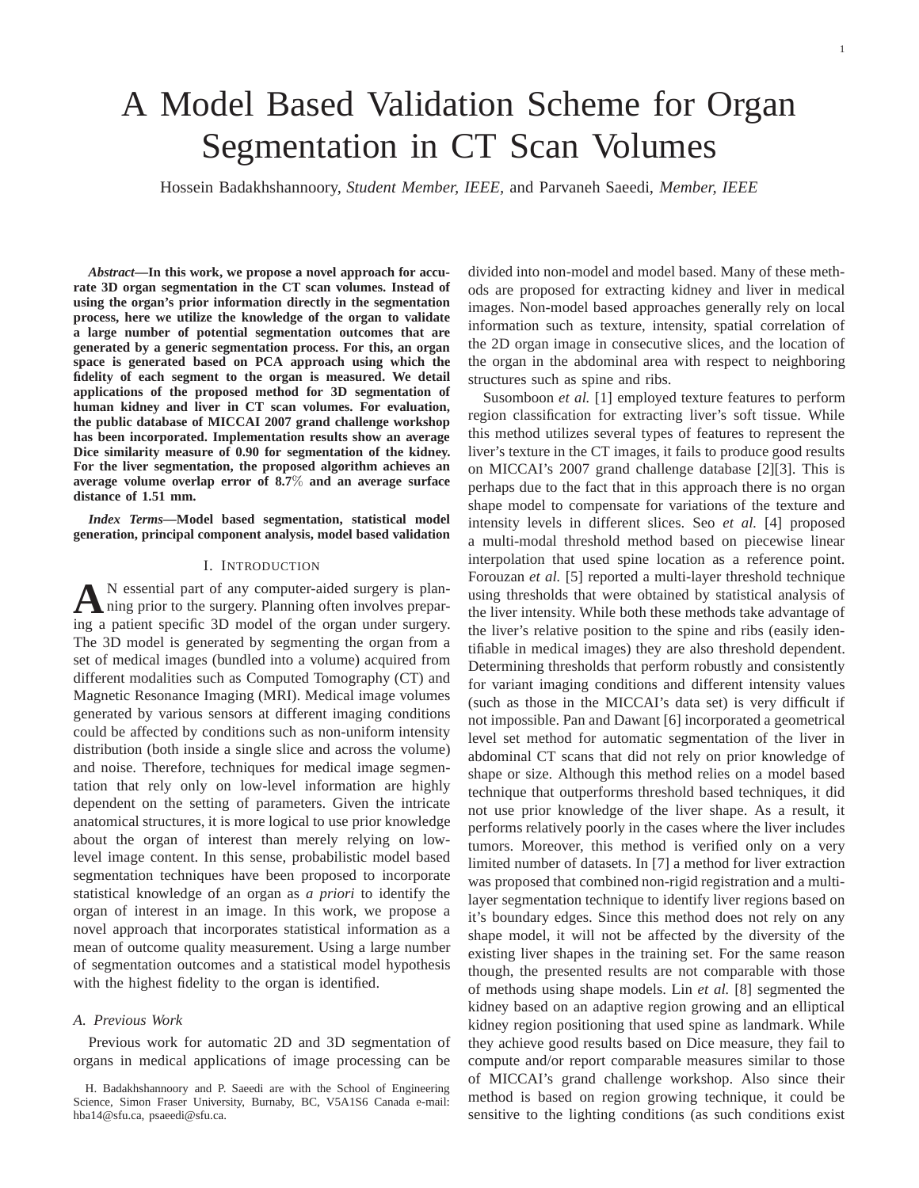# A Model Based Validation Scheme for Organ Segmentation in CT Scan Volumes

Hossein Badakhshannoory, *Student Member, IEEE,* and Parvaneh Saeedi, *Member, IEEE*

***Abstract*—In this work, we propose a novel approach for accurate 3D organ segmentation in the CT scan volumes. Instead of using the organ's prior information directly in the segmentation process, here we utilize the knowledge of the organ to validate a large number of potential segmentation outcomes that are generated by a generic segmentation process. For this, an organ space is generated based on PCA approach using which the fidelity of each segment to the organ is measured. We detail applications of the proposed method for 3D segmentation of human kidney and liver in CT scan volumes. For evaluation, the public database of MICCAI 2007 grand challenge workshop has been incorporated. Implementation results show an average Dice similarity measure of 0.90 for segmentation of the kidney. For the liver segmentation, the proposed algorithm achieves an average volume overlap error of 8.7% and an average surface distance of 1.51 mm.**

***Index Terms*—Model based segmentation, statistical model generation, principal component analysis, model based validation**

## I. Introduction

An essential part of any computer-aided surgery is planning prior to the surgery. Planning often involves preparing a patient specific 3D model of the organ under surgery. The 3D model is generated by segmenting the organ from a set of medical images (bundled into a volume) acquired from different modalities such as Computed Tomography (CT) and Magnetic Resonance Imaging (MRI). Medical image volumes generated by various sensors at different imaging conditions could be affected by conditions such as non-uniform intensity distribution (both inside a single slice and across the volume) and noise. Therefore, techniques for medical image segmentation that rely only on low-level information are highly dependent on the setting of parameters. Given the intricate anatomical structures, it is more logical to use prior knowledge about the organ of interest than merely relying on low-level image content. In this sense, probabilistic model based segmentation techniques have been proposed to incorporate statistical knowledge of an organ as *a priori* to identify the organ of interest in an image. In this work, we propose a novel approach that incorporates statistical information as a mean of outcome quality measurement. Using a large number of segmentation outcomes and a statistical model hypothesis with the highest fidelity to the organ is identified.

### A. Previous Work

Previous work for automatic 2D and 3D segmentation of organs in medical applications of image processing can be divided into non-model and model based. Many of these methods are proposed for extracting kidney and liver in medical images. Non-model based approaches generally rely on local information such as texture, intensity, spatial correlation of the 2D organ image in consecutive slices, and the location of the organ in the abdominal area with respect to neighboring structures such as spine and ribs.

Susomboon *et al.* [1] employed texture features to perform region classification for extracting liver's soft tissue. While this method utilizes several types of features to represent the liver's texture in the CT images, it fails to produce good results on MICCAI's 2007 grand challenge database [2][3]. This is perhaps due to the fact that in this approach there is no organ shape model to compensate for variations of the texture and intensity levels in different slices. Seo *et al.* [4] proposed a multi-modal threshold method based on piecewise linear interpolation that used spine location as a reference point. Forouzan *et al.* [5] reported a multi-layer threshold technique using thresholds that were obtained by statistical analysis of the liver intensity. While both these methods take advantage of the liver's relative position to the spine and ribs (easily identifiable in medical images) they are also threshold dependent. Determining thresholds that perform robustly and consistently for variant imaging conditions and different intensity values (such as those in the MICCAI's data set) is very difficult if not impossible. Pan and Dawant [6] incorporated a geometrical level set method for automatic segmentation of the liver in abdominal CT scans that did not rely on prior knowledge of shape or size. Although this method relies on a model based technique that outperforms threshold based techniques, it did not use prior knowledge of the liver shape. As a result, it performs relatively poorly in the cases where the liver includes tumors. Moreover, this method is verified only on a very limited number of datasets. In [7] a method for liver extraction was proposed that combined non-rigid registration and a multi-layer segmentation technique to identify liver regions based on it's boundary edges. Since this method does not rely on any shape model, it will not be affected by the diversity of the existing liver shapes in the training set. For the same reason though, the presented results are not comparable with those of methods using shape models. Lin *et al.* [8] segmented the kidney based on an adaptive region growing and an elliptical kidney region positioning that used spine as landmark. While they achieve good results based on Dice measure, they fail to compute and/or report comparable measures similar to those of MICCAI's grand challenge workshop. Also since their method is based on region growing technique, it could be sensitive to the lighting conditions (as such conditions exist

H. Badakhshannoory and P. Saeedi are with the School of Engineering Science, Simon Fraser University, Burnaby, BC, V5A1S6 Canada e-mail: hba14@sfu.ca, psaeedi@sfu.ca.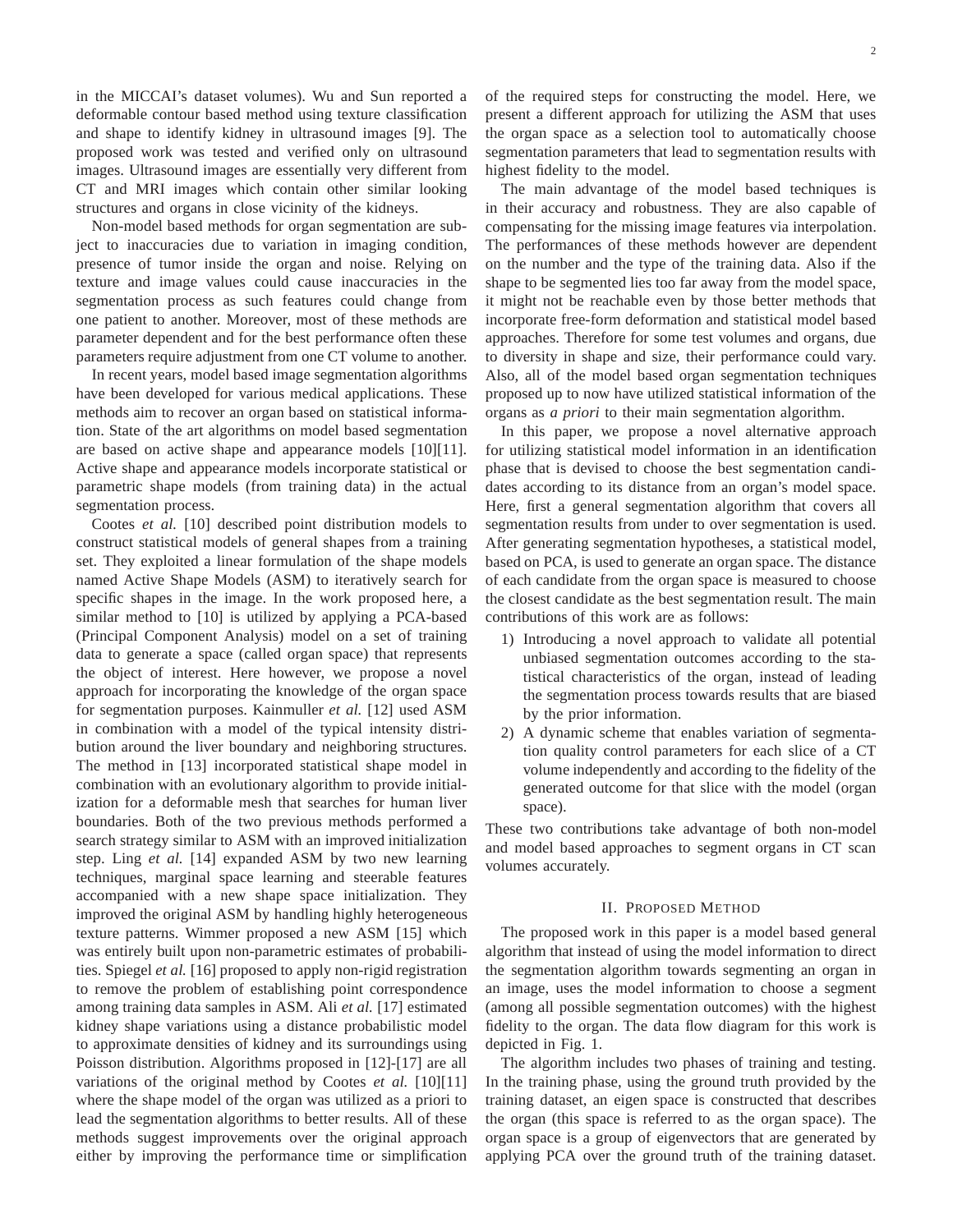in the MICCAI's dataset volumes). Wu and Sun reported a deformable contour based method using texture classification and shape to identify kidney in ultrasound images [9]. The proposed work was tested and verified only on ultrasound images. Ultrasound images are essentially very different from CT and MRI images which contain other similar looking structures and organs in close vicinity of the kidneys.

Non-model based methods for organ segmentation are subject to inaccuracies due to variation in imaging condition, presence of tumor inside the organ and noise. Relying on texture and image values could cause inaccuracies in the segmentation process as such features could change from one patient to another. Moreover, most of these methods are parameter dependent and for the best performance often these parameters require adjustment from one CT volume to another.

In recent years, model based image segmentation algorithms have been developed for various medical applications. These methods aim to recover an organ based on statistical information. State of the art algorithms on model based segmentation are based on active shape and appearance models [10][11]. Active shape and appearance models incorporate statistical or parametric shape models (from training data) in the actual segmentation process.

Cootes *et al.* [10] described point distribution models to construct statistical models of general shapes from a training set. They exploited a linear formulation of the shape models named Active Shape Models (ASM) to iteratively search for specific shapes in the image. In the work proposed here, a similar method to [10] is utilized by applying a PCA-based (Principal Component Analysis) model on a set of training data to generate a space (called organ space) that represents the object of interest. Here however, we propose a novel approach for incorporating the knowledge of the organ space for segmentation purposes. Kainmuller *et al.* [12] used ASM in combination with a model of the typical intensity distribution around the liver boundary and neighboring structures. The method in [13] incorporated statistical shape model in combination with an evolutionary algorithm to provide initialization for a deformable mesh that searches for human liver boundaries. Both of the two previous methods performed a search strategy similar to ASM with an improved initialization step. Ling *et al.* [14] expanded ASM by two new learning techniques, marginal space learning and steerable features accompanied with a new shape space initialization. They improved the original ASM by handling highly heterogeneous texture patterns. Wimmer proposed a new ASM [15] which was entirely built upon non-parametric estimates of probabilities. Spiegel *et al.* [16] proposed to apply non-rigid registration to remove the problem of establishing point correspondence among training data samples in ASM. Ali *et al.* [17] estimated kidney shape variations using a distance probabilistic model to approximate densities of kidney and its surroundings using Poisson distribution. Algorithms proposed in [12]-[17] are all variations of the original method by Cootes *et al.* [10][11] where the shape model of the organ was utilized as a priori to lead the segmentation algorithms to better results. All of these methods suggest improvements over the original approach either by improving the performance time or simplification of the required steps for constructing the model. Here, we present a different approach for utilizing the ASM that uses the organ space as a selection tool to automatically choose segmentation parameters that lead to segmentation results with highest fidelity to the model.

The main advantage of the model based techniques is in their accuracy and robustness. They are also capable of compensating for the missing image features via interpolation. The performances of these methods however are dependent on the number and the type of the training data. Also if the shape to be segmented lies too far away from the model space, it might not be reachable even by those better methods that incorporate free-form deformation and statistical model based approaches. Therefore for some test volumes and organs, due to diversity in shape and size, their performance could vary. Also, all of the model based organ segmentation techniques proposed up to now have utilized statistical information of the organs as *a priori* to their main segmentation algorithm.

In this paper, we propose a novel alternative approach for utilizing statistical model information in an identification phase that is devised to choose the best segmentation candidates according to its distance from an organ's model space. Here, first a general segmentation algorithm that covers all segmentation results from under to over segmentation is used. After generating segmentation hypotheses, a statistical model, based on PCA, is used to generate an organ space. The distance of each candidate from the organ space is measured to choose the closest candidate as the best segmentation result. The main contributions of this work are as follows:

1) Introducing a novel approach to validate all potential unbiased segmentation outcomes according to the statistical characteristics of the organ, instead of leading the segmentation process towards results that are biased by the prior information.
2) A dynamic scheme that enables variation of segmentation quality control parameters for each slice of a CT volume independently and according to the fidelity of the generated outcome for that slice with the model (organ space).

These two contributions take advantage of both non-model and model based approaches to segment organs in CT scan volumes accurately.

## II. Proposed Method

The proposed work in this paper is a model based general algorithm that instead of using the model information to direct the segmentation algorithm towards segmenting an organ in an image, uses the model information to choose a segment (among all possible segmentation outcomes) with the highest fidelity to the organ. The data flow diagram for this work is depicted in Fig. 1.

The algorithm includes two phases of training and testing. In the training phase, using the ground truth provided by the training dataset, an eigen space is constructed that describes the organ (this space is referred to as the organ space). The organ space is a group of eigenvectors that are generated by applying PCA over the ground truth of the training dataset.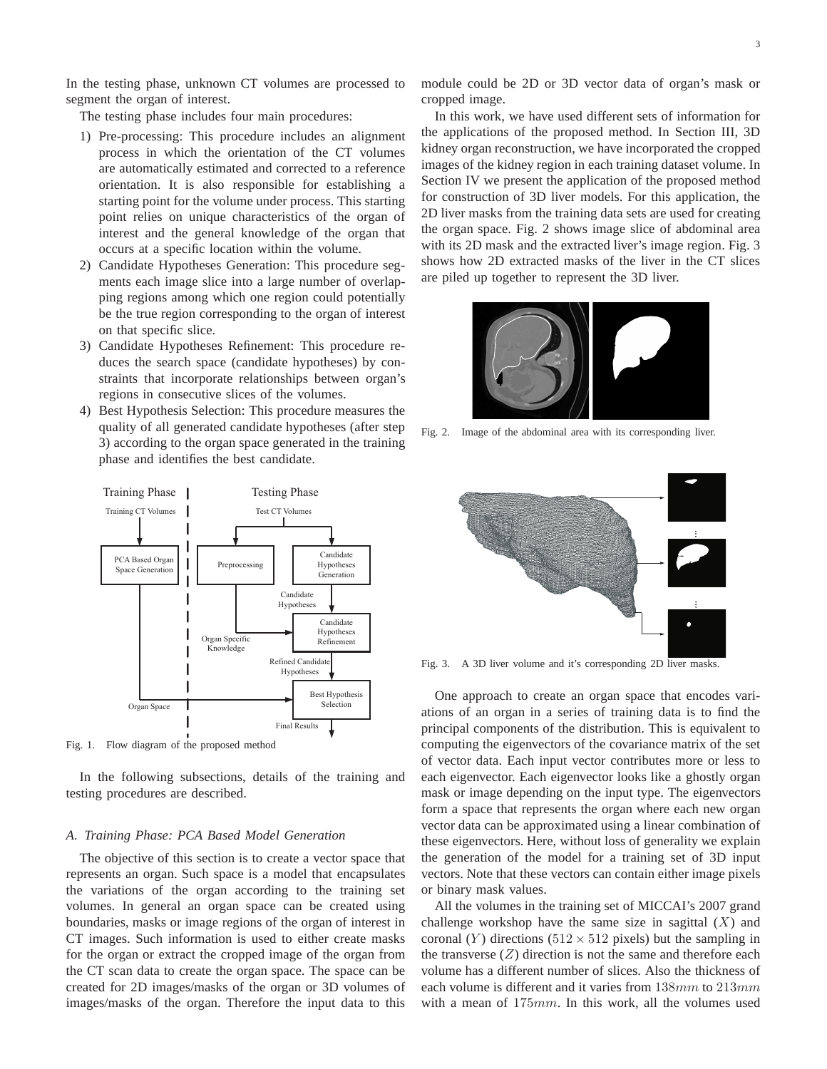In the testing phase, unknown CT volumes are processed to segment the organ of interest.

The testing phase includes four main procedures:

1) Pre-processing: This procedure includes an alignment process in which the orientation of the CT volumes are automatically estimated and corrected to a reference orientation. It is also responsible for establishing a starting point for the volume under process. This starting point relies on unique characteristics of the organ of interest and the general knowledge of the organ that occurs at a specific location within the volume.
2) Candidate Hypotheses Generation: This procedure segments each image slice into a large number of overlapping regions among which one region could potentially be the true region corresponding to the organ of interest on that specific slice.
3) Candidate Hypotheses Refinement: This procedure reduces the search space (candidate hypotheses) by constraints that incorporate relationships between organ's regions in consecutive slices of the volumes.
4) Best Hypothesis Selection: This procedure measures the quality of all generated candidate hypotheses (after step 3) according to the organ space generated in the training phase and identifies the best candidate.

Training Phase

Training CT Volumes

PCA Based Organ Space Generation

Organ Space

Testing Phase

Test CT Volumes

Preprocessing

Candidate Hypotheses Generation

Candidate Hypotheses

Organ Specific Knowledge

Candidate Hypotheses Refinement

Refined Candidate Hypotheses

Best Hypothesis Selection

Final Results

Fig. 1. Flow diagram of the proposed method

In the following subsections, details of the training and testing procedures are described.

### A. Training Phase: PCA Based Model Generation

The objective of this section is to create a vector space that represents an organ. Such space is a model that encapsulates the variations of the organ according to the training set volumes. In general an organ space can be created using boundaries, masks or image regions of the organ of interest in CT images. Such information is used to either create masks for the organ or extract the cropped image of the organ from the CT scan data to create the organ space. The space can be created for 2D images/masks of the organ or 3D volumes of images/masks of the organ. Therefore the input data to this module could be 2D or 3D vector data of organ's mask or cropped image.

In this work, we have used different sets of information for the applications of the proposed method. In Section III, 3D kidney organ reconstruction, we have incorporated the cropped images of the kidney region in each training dataset volume. In Section IV we present the application of the proposed method for construction of 3D liver models. For this application, the 2D liver masks from the training data sets are used for creating the organ space. Fig. 2 shows image slice of abdominal area with its 2D mask and the extracted liver's image region. Fig. 3 shows how 2D extracted masks of the liver in the CT slices are piled up together to represent the 3D liver.

Fig. 2. Image of the abdominal area with its corresponding liver.

Fig. 3. A 3D liver volume and it's corresponding 2D liver masks.

One approach to create an organ space that encodes variations of an organ in a series of training data is to find the principal components of the distribution. This is equivalent to computing the eigenvectors of the covariance matrix of the set of vector data. Each input vector contributes more or less to each eigenvector. Each eigenvector looks like a ghostly organ mask or image depending on the input type. The eigenvectors form a space that represents the organ where each new organ vector data can be approximated using a linear combination of these eigenvectors. Here, without loss of generality we explain the generation of the model for a training set of 3D input vectors. Note that these vectors can contain either image pixels or binary mask values.

All the volumes in the training set of MICCAI's 2007 grand challenge workshop have the same size in sagittal ($X$) and coronal ($Y$) directions ($512 \times 512$ pixels) but the sampling in the transverse ($Z$) direction is not the same and therefore each volume has a different number of slices. Also the thickness of each volume is different and it varies from $138mm$ to $213mm$ with a mean of $175mm$. In this work, all the volumes used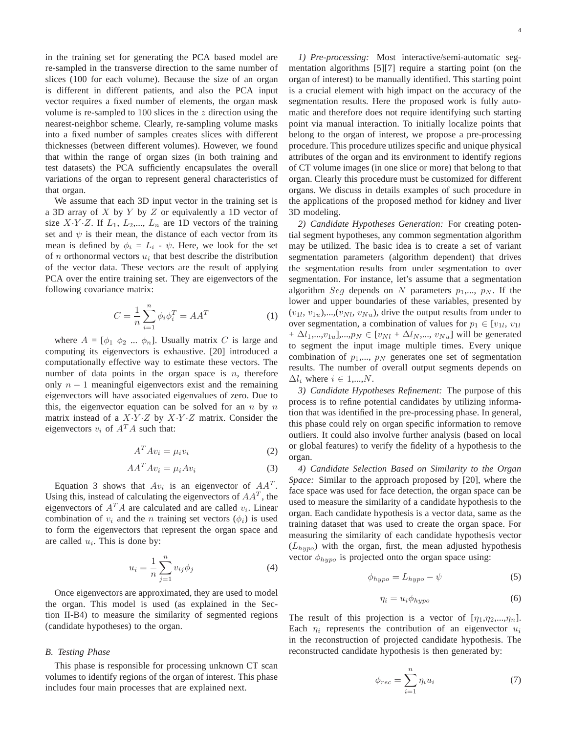in the training set for generating the PCA based model are re-sampled in the transverse direction to the same number of slices (100 for each volume). Because the size of an organ is different in different patients, and also the PCA input vector requires a fixed number of elements, the organ mask volume is re-sampled to 100 slices in the $z$ direction using the nearest-neighbor scheme. Clearly, re-sampling volume masks into a fixed number of samples creates slices with different thicknesses (between different volumes). However, we found that within the range of organ sizes (in both training and test datasets) the PCA sufficiently encapsulates the overall variations of the organ to represent general characteristics of that organ.

We assume that each 3D input vector in the training set is a 3D array of $X$ by $Y$ by $Z$ or equivalently a 1D vector of size $X{\cdot}Y{\cdot}Z$. If $L_1$, $L_2$,..., $L_n$ are 1D vectors of the training set and $\psi$ is their mean, the distance of each vector from its mean is defined by $\phi_i = L_i - \psi$. Here, we look for the set of $n$ orthonormal vectors $u_i$ that best describe the distribution of the vector data. These vectors are the result of applying PCA over the entire training set. They are eigenvectors of the following covariance matrix:

$$C = \frac{1}{n}\sum_{i=1}^{n}\phi_i\phi_i^T = AA^T \tag{1}$$

where $A = [\phi_1\ \phi_2\ ...\ \phi_n]$. Usually matrix $C$ is large and computing its eigenvectors is exhaustive. [20] introduced a computationally effective way to estimate these vectors. The number of data points in the organ space is $n$, therefore only $n-1$ meaningful eigenvectors exist and the remaining eigenvectors will have associated eigenvalues of zero. Due to this, the eigenvector equation can be solved for an $n$ by $n$ matrix instead of a $X{\cdot}Y{\cdot}Z$ by $X{\cdot}Y{\cdot}Z$ matrix. Consider the eigenvectors $v_i$ of $A^TA$ such that:

$$A^TAv_i = \mu_i v_i \tag{2}$$

$$AA^TAv_i = \mu_i Av_i \tag{3}$$

Equation 3 shows that $Av_i$ is an eigenvector of $AA^T$. Using this, instead of calculating the eigenvectors of $AA^T$, the eigenvectors of $A^TA$ are calculated and are called $v_i$. Linear combination of $v_i$ and the $n$ training set vectors ($\phi_i$) is used to form the eigenvectors that represent the organ space and are called $u_i$. This is done by:

$$u_i = \frac{1}{n}\sum_{j=1}^{n}v_{ij}\phi_j \tag{4}$$

Once eigenvectors are approximated, they are used to model the organ. This model is used (as explained in the Section II-B4) to measure the similarity of segmented regions (candidate hypotheses) to the organ.

### *B. Testing Phase*

This phase is responsible for processing unknown CT scan volumes to identify regions of the organ of interest. This phase includes four main processes that are explained next.

*1) Pre-processing:* Most interactive/semi-automatic segmentation algorithms [5][7] require a starting point (on the organ of interest) to be manually identified. This starting point is a crucial element with high impact on the accuracy of the segmentation results. Here the proposed work is fully automatic and therefore does not require identifying such starting point via manual interaction. To initially localize points that belong to the organ of interest, we propose a pre-processing procedure. This procedure utilizes specific and unique physical attributes of the organ and its environment to identify regions of CT volume images (in one slice or more) that belong to that organ. Clearly this procedure must be customized for different organs. We discuss in details examples of such procedure in the applications of the proposed method for kidney and liver 3D modeling.

*2) Candidate Hypotheses Generation:* For creating potential segment hypotheses, any common segmentation algorithm may be utilized. The basic idea is to create a set of variant segmentation parameters (algorithm dependent) that drives the segmentation results from under segmentation to over segmentation. For instance, let's assume that a segmentation algorithm $Seg$ depends on $N$ parameters $p_1$,..., $p_N$. If the lower and upper boundaries of these variables, presented by ($v_{1l}$, $v_{1u}$),...,($v_{Nl}$, $v_{Nu}$), drive the output results from under to over segmentation, a combination of values for $p_1 \in [v_{1l}, v_{1l} + \Delta l_1, ..., v_{1u}]$,...,$p_N \in [v_{Nl} + \Delta l_N, ..., v_{Nu}]$ will be generated to segment the input image multiple times. Every unique combination of $p_1$,..., $p_N$ generates one set of segmentation results. The number of overall output segments depends on $\Delta l_i$ where $i \in 1,...,N$.

*3) Candidate Hypotheses Refinement:* The purpose of this process is to refine potential candidates by utilizing information that was identified in the pre-processing phase. In general, this phase could rely on organ specific information to remove outliers. It could also involve further analysis (based on local or global features) to verify the fidelity of a hypothesis to the organ.

*4) Candidate Selection Based on Similarity to the Organ Space:* Similar to the approach proposed by [20], where the face space was used for face detection, the organ space can be used to measure the similarity of a candidate hypothesis to the organ. Each candidate hypothesis is a vector data, same as the training dataset that was used to create the organ space. For measuring the similarity of each candidate hypothesis vector ($L_{hypo}$) with the organ, first, the mean adjusted hypothesis vector $\phi_{hypo}$ is projected onto the organ space using:

$$\phi_{hypo} = L_{hypo} - \psi \tag{5}$$

$$\eta_i = u_i\phi_{hypo} \tag{6}$$

The result of this projection is a vector of $[\eta_1, \eta_2, ..., \eta_n]$. Each $\eta_i$ represents the contribution of an eigenvector $u_i$ in the reconstruction of projected candidate hypothesis. The reconstructed candidate hypothesis is then generated by:

$$\phi_{rec} = \sum_{i=1}^{n}\eta_i u_i \tag{7}$$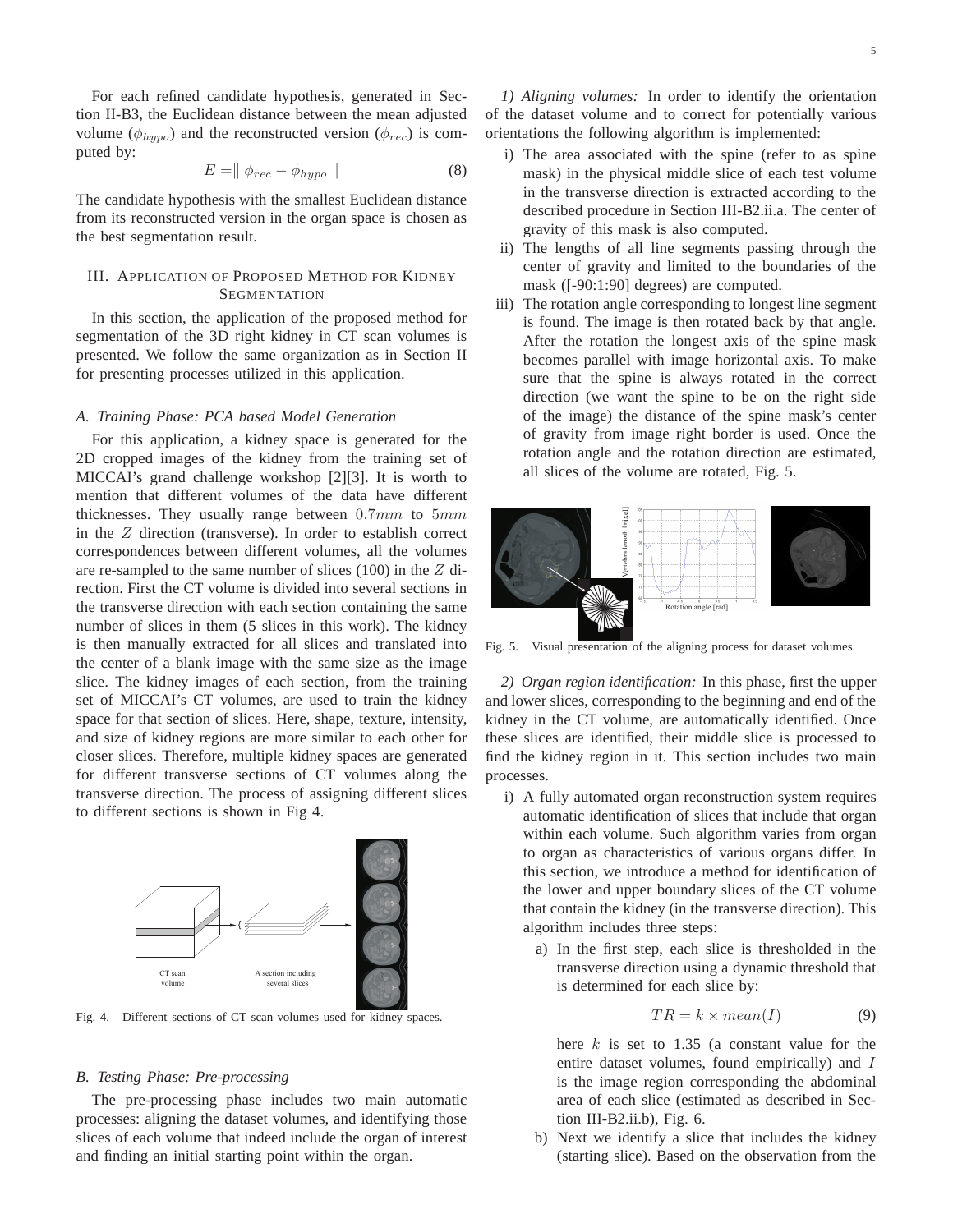For each refined candidate hypothesis, generated in Section II-B3, the Euclidean distance between the mean adjusted volume ($\phi_{hypo}$) and the reconstructed version ($\phi_{rec}$) is computed by:

$$E = \| \phi_{rec} - \phi_{hypo} \| \tag{8}$$

The candidate hypothesis with the smallest Euclidean distance from its reconstructed version in the organ space is chosen as the best segmentation result.

## III. Application of Proposed Method for Kidney Segmentation

In this section, the application of the proposed method for segmentation of the 3D right kidney in CT scan volumes is presented. We follow the same organization as in Section II for presenting processes utilized in this application.

### A. Training Phase: PCA based Model Generation

For this application, a kidney space is generated for the 2D cropped images of the kidney from the training set of MICCAI's grand challenge workshop [2][3]. It is worth to mention that different volumes of the data have different thicknesses. They usually range between $0.7mm$ to $5mm$ in the $Z$ direction (transverse). In order to establish correct correspondences between different volumes, all the volumes are re-sampled to the same number of slices (100) in the $Z$ direction. First the CT volume is divided into several sections in the transverse direction with each section containing the same number of slices in them (5 slices in this work). The kidney is then manually extracted for all slices and translated into the center of a blank image with the same size as the image slice. The kidney images of each section, from the training set of MICCAI's CT volumes, are used to train the kidney space for that section of slices. Here, shape, texture, intensity, and size of kidney regions are more similar to each other for closer slices. Therefore, multiple kidney spaces are generated for different transverse sections of CT volumes along the transverse direction. The process of assigning different slices to different sections is shown in Fig 4.

CT scan volume

A section including several slices

Fig. 4. Different sections of CT scan volumes used for kidney spaces.

### B. Testing Phase: Pre-processing

The pre-processing phase includes two main automatic processes: aligning the dataset volumes, and identifying those slices of each volume that indeed include the organ of interest and finding an initial starting point within the organ.

*1) Aligning volumes:* In order to identify the orientation of the dataset volume and to correct for potentially various orientations the following algorithm is implemented:

i) The area associated with the spine (refer to as spine mask) in the physical middle slice of each test volume in the transverse direction is extracted according to the described procedure in Section III-B2.ii.a. The center of gravity of this mask is also computed.

ii) The lengths of all line segments passing through the center of gravity and limited to the boundaries of the mask ([-90:1:90] degrees) are computed.

iii) The rotation angle corresponding to longest line segment is found. The image is then rotated back by that angle. After the rotation the longest axis of the spine mask becomes parallel with image horizontal axis. To make sure that the spine is always rotated in the correct direction (we want the spine to be on the right side of the image) the distance of the spine mask's center of gravity from image right border is used. Once the rotation angle and the rotation direction are estimated, all slices of the volume are rotated, Fig. 5.

Vertebra length [pixel]

Rotation angle [rad]

Fig. 5. Visual presentation of the aligning process for dataset volumes.

*2) Organ region identification:* In this phase, first the upper and lower slices, corresponding to the beginning and end of the kidney in the CT volume, are automatically identified. Once these slices are identified, their middle slice is processed to find the kidney region in it. This section includes two main processes.

i) A fully automated organ reconstruction system requires automatic identification of slices that include that organ within each volume. Such algorithm varies from organ to organ as characteristics of various organs differ. In this section, we introduce a method for identification of the lower and upper boundary slices of the CT volume that contain the kidney (in the transverse direction). This algorithm includes three steps:

   a) In the first step, each slice is thresholded in the transverse direction using a dynamic threshold that is determined for each slice by:

   $$TR = k \times mean(I) \tag{9}$$

   here $k$ is set to 1.35 (a constant value for the entire dataset volumes, found empirically) and $I$ is the image region corresponding the abdominal area of each slice (estimated as described in Section III-B2.ii.b), Fig. 6.

   b) Next we identify a slice that includes the kidney (starting slice). Based on the observation from the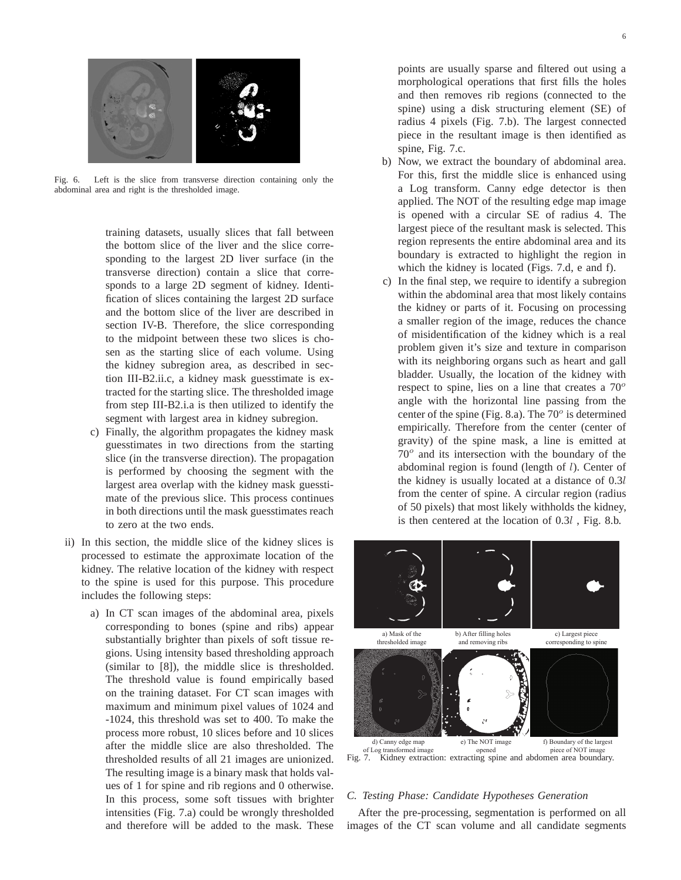Fig. 6. Left is the slice from transverse direction containing only the abdominal area and right is the thresholded image.

training datasets, usually slices that fall between the bottom slice of the liver and the slice corresponding to the largest 2D liver surface (in the transverse direction) contain a slice that corresponds to a large 2D segment of kidney. Identification of slices containing the largest 2D surface and the bottom slice of the liver are described in section IV-B. Therefore, the slice corresponding to the midpoint between these two slices is chosen as the starting slice of each volume. Using the kidney subregion area, as described in section III-B2.ii.c, a kidney mask guesstimate is extracted for the starting slice. The thresholded image from step III-B2.i.a is then utilized to identify the segment with largest area in kidney subregion.

c) Finally, the algorithm propagates the kidney mask guesstimates in two directions from the starting slice (in the transverse direction). The propagation is performed by choosing the segment with the largest area overlap with the kidney mask guesstimate of the previous slice. This process continues in both directions until the mask guesstimates reach to zero at the two ends.

ii) In this section, the middle slice of the kidney slices is processed to estimate the approximate location of the kidney. The relative location of the kidney with respect to the spine is used for this purpose. This procedure includes the following steps:

a) In CT scan images of the abdominal area, pixels corresponding to bones (spine and ribs) appear substantially brighter than pixels of soft tissue regions. Using intensity based thresholding approach (similar to [8]), the middle slice is thresholded. The threshold value is found empirically based on the training dataset. For CT scan images with maximum and minimum pixel values of 1024 and -1024, this threshold was set to 400. To make the process more robust, 10 slices before and 10 slices after the middle slice are also thresholded. The thresholded results of all 21 images are unionized. The resulting image is a binary mask that holds values of 1 for spine and rib regions and 0 otherwise. In this process, some soft tissues with brighter intensities (Fig. 7.a) could be wrongly thresholded and therefore will be added to the mask. These points are usually sparse and filtered out using a morphological operations that first fills the holes and then removes rib regions (connected to the spine) using a disk structuring element (SE) of radius 4 pixels (Fig. 7.b). The largest connected piece in the resultant image is then identified as spine, Fig. 7.c.

b) Now, we extract the boundary of abdominal area. For this, first the middle slice is enhanced using a Log transform. Canny edge detector is then applied. The NOT of the resulting edge map image is opened with a circular SE of radius 4. The largest piece of the resultant mask is selected. This region represents the entire abdominal area and its boundary is extracted to highlight the region in which the kidney is located (Figs. 7.d, e and f).

c) In the final step, we require to identify a subregion within the abdominal area that most likely contains the kidney or parts of it. Focusing on processing a smaller region of the image, reduces the chance of misidentification of the kidney which is a real problem given it's size and texture in comparison with its neighboring organs such as heart and gall bladder. Usually, the location of the kidney with respect to spine, lies on a line that creates a $70^o$ angle with the horizontal line passing from the center of the spine (Fig. 8.a). The $70^o$ is determined empirically. Therefore from the center (center of gravity) of the spine mask, a line is emitted at $70^o$ and its intersection with the boundary of the abdominal region is found (length of $l$). Center of the kidney is usually located at a distance of $0.3l$ from the center of spine. A circular region (radius of 50 pixels) that most likely withholds the kidney, is then centered at the location of $0.3l$ , Fig. 8.b.

a) Mask of the thresholded image
b) After filling holes and removing ribs
c) Largest piece corresponding to spine
d) Canny edge map of Log transformed image
e) The NOT image opened
f) Boundary of the largest piece of NOT image

Fig. 7. Kidney extraction: extracting spine and abdomen area boundary.

### C. Testing Phase: Candidate Hypotheses Generation

After the pre-processing, segmentation is performed on all images of the CT scan volume and all candidate segments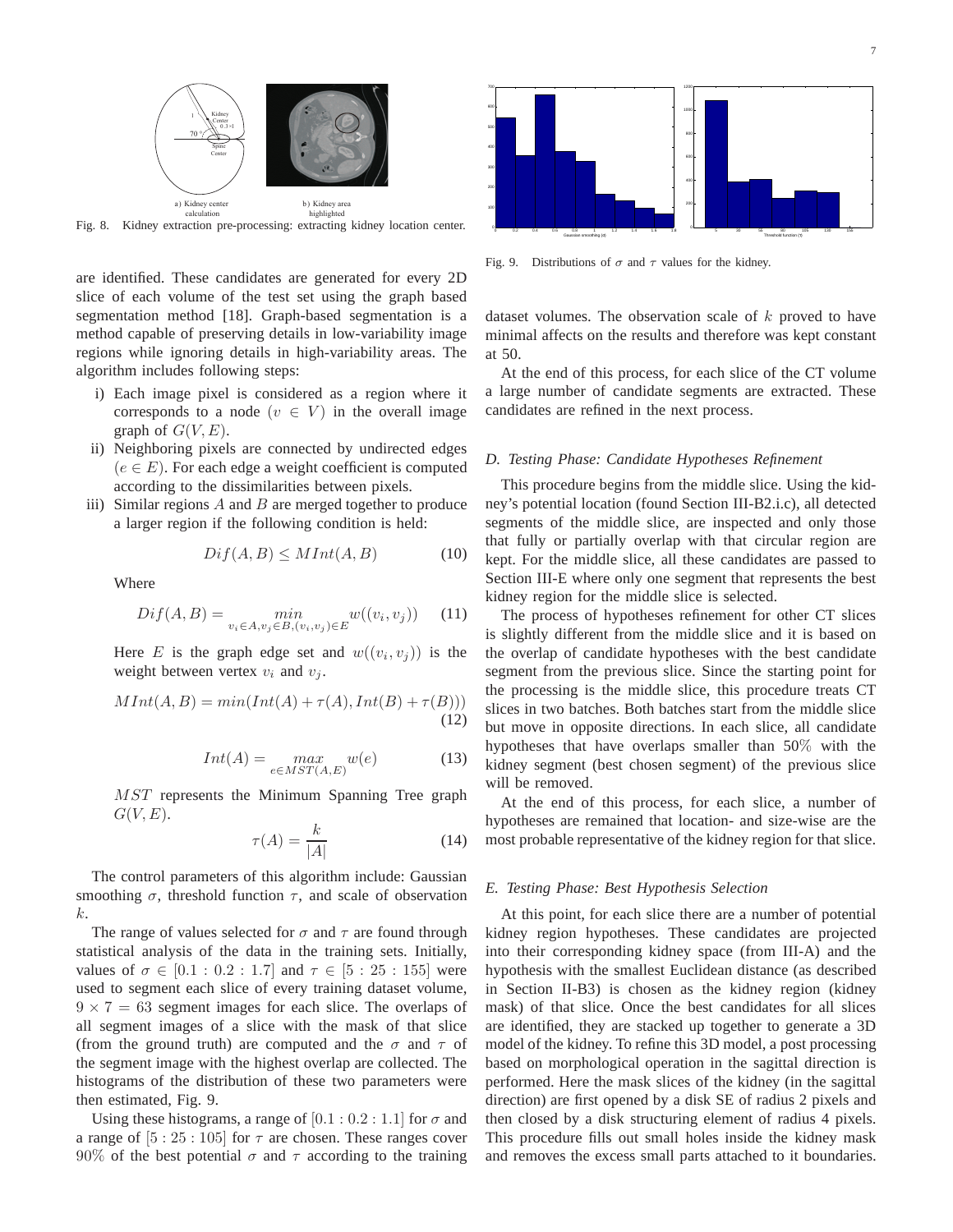a) Kidney center calculation

b) Kidney area highlighted

Fig. 8. Kidney extraction pre-processing: extracting kidney location center.

Fig. 9. Distributions of $\sigma$ and $\tau$ values for the kidney.

are identified. These candidates are generated for every 2D slice of each volume of the test set using the graph based segmentation method [18]. Graph-based segmentation is a method capable of preserving details in low-variability image regions while ignoring details in high-variability areas. The algorithm includes following steps:

i) Each image pixel is considered as a region where it corresponds to a node ($v \in V$) in the overall image graph of $G(V, E)$.
ii) Neighboring pixels are connected by undirected edges ($e \in E$). For each edge a weight coefficient is computed according to the dissimilarities between pixels.
iii) Similar regions $A$ and $B$ are merged together to produce a larger region if the following condition is held:

$$Dif(A, B) \leq MInt(A, B) \tag{10}$$

Where

$$Dif(A, B) = \min_{v_i \in A, v_j \in B, (v_i, v_j) \in E} w((v_i, v_j)) \tag{11}$$

Here $E$ is the graph edge set and $w((v_i, v_j))$ is the weight between vertex $v_i$ and $v_j$.

$$MInt(A, B) = min(Int(A) + \tau(A), Int(B) + \tau(B))) \tag{12}$$

$$Int(A) = \max_{e \in MST(A,E)} w(e) \tag{13}$$

$MST$ represents the Minimum Spanning Tree graph $G(V, E)$.

$$\tau(A) = \frac{k}{|A|} \tag{14}$$

The control parameters of this algorithm include: Gaussian smoothing $\sigma$, threshold function $\tau$, and scale of observation $k$.

The range of values selected for $\sigma$ and $\tau$ are found through statistical analysis of the data in the training sets. Initially, values of $\sigma \in [0.1 : 0.2 : 1.7]$ and $\tau \in [5 : 25 : 155]$ were used to segment each slice of every training dataset volume, $9 \times 7 = 63$ segment images for each slice. The overlaps of all segment images of a slice with the mask of that slice (from the ground truth) are computed and the $\sigma$ and $\tau$ of the segment image with the highest overlap are collected. The histograms of the distribution of these two parameters were then estimated, Fig. 9.

Using these histograms, a range of $[0.1 : 0.2 : 1.1]$ for $\sigma$ and a range of $[5 : 25 : 105]$ for $\tau$ are chosen. These ranges cover 90% of the best potential $\sigma$ and $\tau$ according to the training dataset volumes. The observation scale of $k$ proved to have minimal affects on the results and therefore was kept constant at 50.

At the end of this process, for each slice of the CT volume a large number of candidate segments are extracted. These candidates are refined in the next process.

### D. Testing Phase: Candidate Hypotheses Refinement

This procedure begins from the middle slice. Using the kidney's potential location (found Section III-B2.i.c), all detected segments of the middle slice, are inspected and only those that fully or partially overlap with that circular region are kept. For the middle slice, all these candidates are passed to Section III-E where only one segment that represents the best kidney region for the middle slice is selected.

The process of hypotheses refinement for other CT slices is slightly different from the middle slice and it is based on the overlap of candidate hypotheses with the best candidate segment from the previous slice. Since the starting point for the processing is the middle slice, this procedure treats CT slices in two batches. Both batches start from the middle slice but move in opposite directions. In each slice, all candidate hypotheses that have overlaps smaller than 50% with the kidney segment (best chosen segment) of the previous slice will be removed.

At the end of this process, for each slice, a number of hypotheses are remained that location- and size-wise are the most probable representative of the kidney region for that slice.

### E. Testing Phase: Best Hypothesis Selection

At this point, for each slice there are a number of potential kidney region hypotheses. These candidates are projected into their corresponding kidney space (from III-A) and the hypothesis with the smallest Euclidean distance (as described in Section II-B3) is chosen as the kidney region (kidney mask) of that slice. Once the best candidates for all slices are identified, they are stacked up together to generate a 3D model of the kidney. To refine this 3D model, a post processing based on morphological operation in the sagittal direction is performed. Here the mask slices of the kidney (in the sagittal direction) are first opened by a disk SE of radius 2 pixels and then closed by a disk structuring element of radius 4 pixels. This procedure fills out small holes inside the kidney mask and removes the excess small parts attached to it boundaries.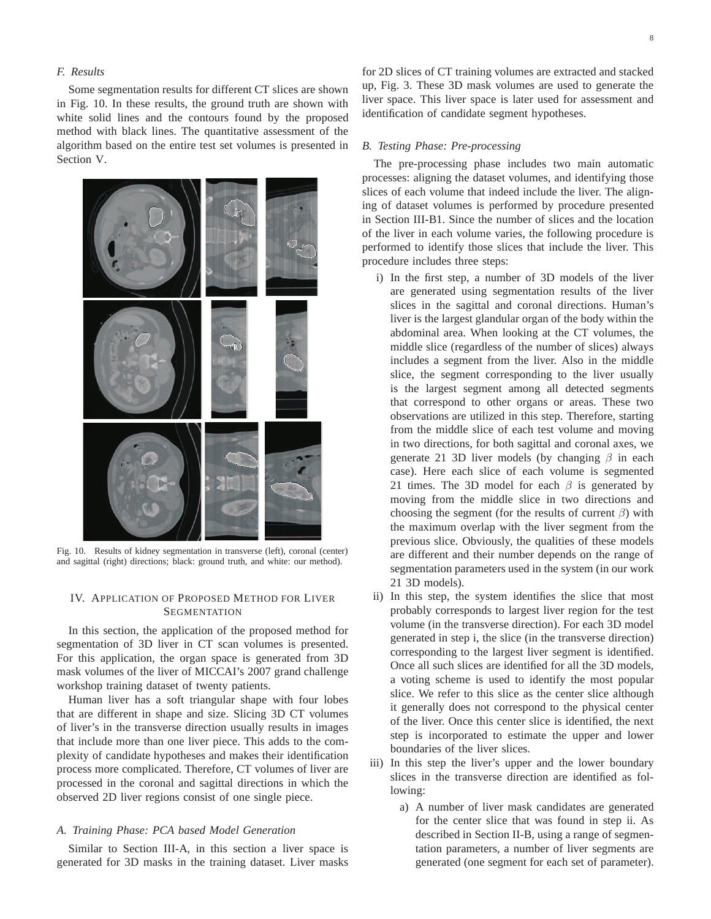### F. Results

Some segmentation results for different CT slices are shown in Fig. 10. In these results, the ground truth are shown with white solid lines and the contours found by the proposed method with black lines. The quantitative assessment of the algorithm based on the entire test set volumes is presented in Section V.

Fig. 10. Results of kidney segmentation in transverse (left), coronal (center) and sagittal (right) directions; black: ground truth, and white: our method).

## IV. Application of Proposed Method for Liver Segmentation

In this section, the application of the proposed method for segmentation of 3D liver in CT scan volumes is presented. For this application, the organ space is generated from 3D mask volumes of the liver of MICCAI's 2007 grand challenge workshop training dataset of twenty patients.

Human liver has a soft triangular shape with four lobes that are different in shape and size. Slicing 3D CT volumes of liver's in the transverse direction usually results in images that include more than one liver piece. This adds to the complexity of candidate hypotheses and makes their identification process more complicated. Therefore, CT volumes of liver are processed in the coronal and sagittal directions in which the observed 2D liver regions consist of one single piece.

### A. Training Phase: PCA based Model Generation

Similar to Section III-A, in this section a liver space is generated for 3D masks in the training dataset. Liver masks for 2D slices of CT training volumes are extracted and stacked up, Fig. 3. These 3D mask volumes are used to generate the liver space. This liver space is later used for assessment and identification of candidate segment hypotheses.

### B. Testing Phase: Pre-processing

The pre-processing phase includes two main automatic processes: aligning the dataset volumes, and identifying those slices of each volume that indeed include the liver. The aligning of dataset volumes is performed by procedure presented in Section III-B1. Since the number of slices and the location of the liver in each volume varies, the following procedure is performed to identify those slices that include the liver. This procedure includes three steps:

i) In the first step, a number of 3D models of the liver are generated using segmentation results of the liver slices in the sagittal and coronal directions. Human's liver is the largest glandular organ of the body within the abdominal area. When looking at the CT volumes, the middle slice (regardless of the number of slices) always includes a segment from the liver. Also in the middle slice, the segment corresponding to the liver usually is the largest segment among all detected segments that correspond to other organs or areas. These two observations are utilized in this step. Therefore, starting from the middle slice of each test volume and moving in two directions, for both sagittal and coronal axes, we generate 21 3D liver models (by changing $\beta$ in each case). Here each slice of each volume is segmented 21 times. The 3D model for each $\beta$ is generated by moving from the middle slice in two directions and choosing the segment (for the results of current $\beta$) with the maximum overlap with the liver segment from the previous slice. Obviously, the qualities of these models are different and their number depends on the range of segmentation parameters used in the system (in our work 21 3D models).

ii) In this step, the system identifies the slice that most probably corresponds to largest liver region for the test volume (in the transverse direction). For each 3D model generated in step i, the slice (in the transverse direction) corresponding to the largest liver segment is identified. Once all such slices are identified for all the 3D models, a voting scheme is used to identify the most popular slice. We refer to this slice as the center slice although it generally does not correspond to the physical center of the liver. Once this center slice is identified, the next step is incorporated to estimate the upper and lower boundaries of the liver slices.

iii) In this step the liver's upper and the lower boundary slices in the transverse direction are identified as following:

   a) A number of liver mask candidates are generated for the center slice that was found in step ii. As described in Section II-B, using a range of segmentation parameters, a number of liver segments are generated (one segment for each set of parameter).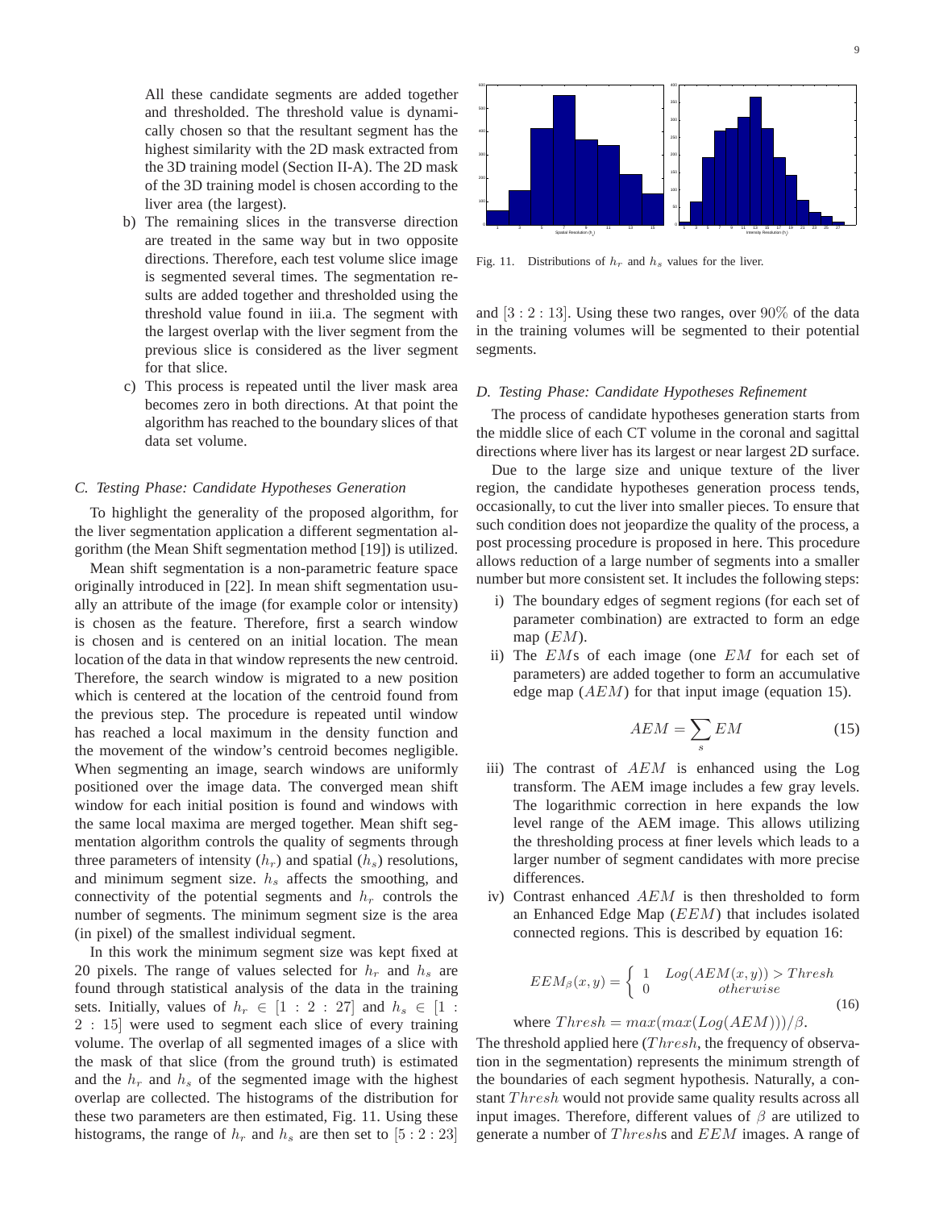All these candidate segments are added together and thresholded. The threshold value is dynamically chosen so that the resultant segment has the highest similarity with the 2D mask extracted from the 3D training model (Section II-A). The 2D mask of the 3D training model is chosen according to the liver area (the largest).

b) The remaining slices in the transverse direction are treated in the same way but in two opposite directions. Therefore, each test volume slice image is segmented several times. The segmentation results are added together and thresholded using the threshold value found in iii.a. The segment with the largest overlap with the liver segment from the previous slice is considered as the liver segment for that slice.

c) This process is repeated until the liver mask area becomes zero in both directions. At that point the algorithm has reached to the boundary slices of that data set volume.

### C. Testing Phase: Candidate Hypotheses Generation

To highlight the generality of the proposed algorithm, for the liver segmentation application a different segmentation algorithm (the Mean Shift segmentation method [19]) is utilized.

Mean shift segmentation is a non-parametric feature space originally introduced in [22]. In mean shift segmentation usually an attribute of the image (for example color or intensity) is chosen as the feature. Therefore, first a search window is chosen and is centered on an initial location. The mean location of the data in that window represents the new centroid. Therefore, the search window is migrated to a new position which is centered at the location of the centroid found from the previous step. The procedure is repeated until window has reached a local maximum in the density function and the movement of the window's centroid becomes negligible. When segmenting an image, search windows are uniformly positioned over the image data. The converged mean shift window for each initial position is found and windows with the same local maxima are merged together. Mean shift segmentation algorithm controls the quality of segments through three parameters of intensity ($h_r$) and spatial ($h_s$) resolutions, and minimum segment size. $h_s$ affects the smoothing, and connectivity of the potential segments and $h_r$ controls the number of segments. The minimum segment size is the area (in pixel) of the smallest individual segment.

In this work the minimum segment size was kept fixed at 20 pixels. The range of values selected for $h_r$ and $h_s$ are found through statistical analysis of the data in the training sets. Initially, values of $h_r \in [1:2:27]$ and $h_s \in [1:2:15]$ were used to segment each slice of every training volume. The overlap of all segmented images of a slice with the mask of that slice (from the ground truth) is estimated and the $h_r$ and $h_s$ of the segmented image with the highest overlap are collected. The histograms of the distribution for these two parameters are then estimated, Fig. 11. Using these histograms, the range of $h_r$ and $h_s$ are then set to $[5:2:23]$ and $[3:2:13]$. Using these two ranges, over $90\%$ of the data in the training volumes will be segmented to their potential segments.

Fig. 11. Distributions of $h_r$ and $h_s$ values for the liver.

### D. Testing Phase: Candidate Hypotheses Refinement

The process of candidate hypotheses generation starts from the middle slice of each CT volume in the coronal and sagittal directions where liver has its largest or near largest 2D surface.

Due to the large size and unique texture of the liver region, the candidate hypotheses generation process tends, occasionally, to cut the liver into smaller pieces. To ensure that such condition does not jeopardize the quality of the process, a post processing procedure is proposed in here. This procedure allows reduction of a large number of segments into a smaller number but more consistent set. It includes the following steps:

i) The boundary edges of segment regions (for each set of parameter combination) are extracted to form an edge map ($EM$).

ii) The $EM$s of each image (one $EM$ for each set of parameters) are added together to form an accumulative edge map ($AEM$) for that input image (equation 15).

$$AEM = \sum_{s} EM \tag{15}$$

iii) The contrast of $AEM$ is enhanced using the Log transform. The AEM image includes a few gray levels. The logarithmic correction in here expands the low level range of the AEM image. This allows utilizing the thresholding process at finer levels which leads to a larger number of segment candidates with more precise differences.

iv) Contrast enhanced $AEM$ is then thresholded to form an Enhanced Edge Map ($EEM$) that includes isolated connected regions. This is described by equation 16:

$$EEM_{\beta}(x,y) = \begin{cases} 1 & Log(AEM(x,y)) > Thresh \\ 0 & otherwise \end{cases} \tag{16}$$

where $Thresh = max(max(Log(AEM)))/\beta$.

The threshold applied here ($Thresh$, the frequency of observation in the segmentation) represents the minimum strength of the boundaries of each segment hypothesis. Naturally, a constant $Thresh$ would not provide same quality results across all input images. Therefore, different values of $\beta$ are utilized to generate a number of $Thresh$s and $EEM$ images. A range of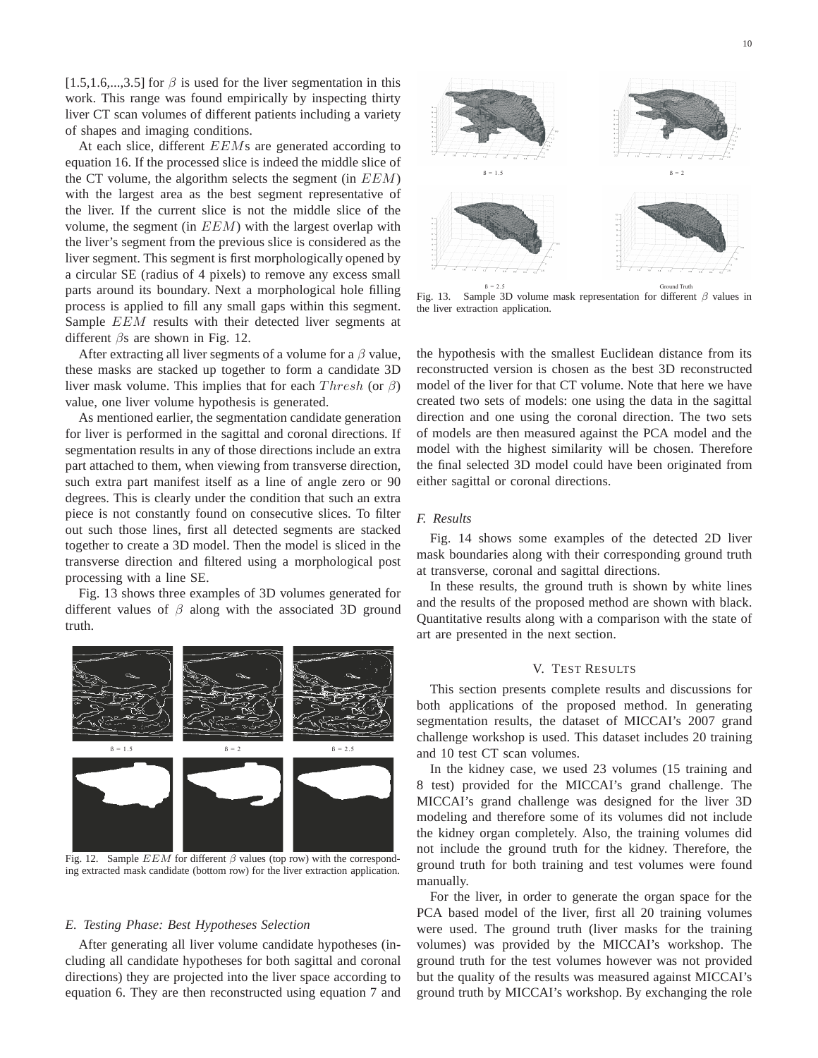[1.5,1.6,...,3.5] for $\beta$ is used for the liver segmentation in this work. This range was found empirically by inspecting thirty liver CT scan volumes of different patients including a variety of shapes and imaging conditions.

At each slice, different $EEM$s are generated according to equation 16. If the processed slice is indeed the middle slice of the CT volume, the algorithm selects the segment (in $EEM$) with the largest area as the best segment representative of the liver. If the current slice is not the middle slice of the volume, the segment (in $EEM$) with the largest overlap with the liver's segment from the previous slice is considered as the liver segment. This segment is first morphologically opened by a circular SE (radius of 4 pixels) to remove any excess small parts around its boundary. Next a morphological hole filling process is applied to fill any small gaps within this segment. Sample $EEM$ results with their detected liver segments at different $\beta$s are shown in Fig. 12.

After extracting all liver segments of a volume for a $\beta$ value, these masks are stacked up together to form a candidate 3D liver mask volume. This implies that for each $Thresh$ (or $\beta$) value, one liver volume hypothesis is generated.

As mentioned earlier, the segmentation candidate generation for liver is performed in the sagittal and coronal directions. If segmentation results in any of those directions include an extra part attached to them, when viewing from transverse direction, such extra part manifest itself as a line of angle zero or 90 degrees. This is clearly under the condition that such an extra piece is not constantly found on consecutive slices. To filter out such those lines, first all detected segments are stacked together to create a 3D model. Then the model is sliced in the transverse direction and filtered using a morphological post processing with a line SE.

Fig. 13 shows three examples of 3D volumes generated for different values of $\beta$ along with the associated 3D ground truth.

ß = 1.5 ß = 2 ß = 2.5

Fig. 12. Sample $EEM$ for different $\beta$ values (top row) with the corresponding extracted mask candidate (bottom row) for the liver extraction application.

ß = 1.5 ß = 2 ß = 2.5 Ground Truth

Fig. 13. Sample 3D volume mask representation for different $\beta$ values in the liver extraction application.

### E. Testing Phase: Best Hypotheses Selection

After generating all liver volume candidate hypotheses (including all candidate hypotheses for both sagittal and coronal directions) they are projected into the liver space according to equation 6. They are then reconstructed using equation 7 and the hypothesis with the smallest Euclidean distance from its reconstructed version is chosen as the best 3D reconstructed model of the liver for that CT volume. Note that here we have created two sets of models: one using the data in the sagittal direction and one using the coronal direction. The two sets of models are then measured against the PCA model and the model with the highest similarity will be chosen. Therefore the final selected 3D model could have been originated from either sagittal or coronal directions.

### F. Results

Fig. 14 shows some examples of the detected 2D liver mask boundaries along with their corresponding ground truth at transverse, coronal and sagittal directions.

In these results, the ground truth is shown by white lines and the results of the proposed method are shown with black. Quantitative results along with a comparison with the state of art are presented in the next section.

## V. Test Results

This section presents complete results and discussions for both applications of the proposed method. In generating segmentation results, the dataset of MICCAI's 2007 grand challenge workshop is used. This dataset includes 20 training and 10 test CT scan volumes.

In the kidney case, we used 23 volumes (15 training and 8 test) provided for the MICCAI's grand challenge. The MICCAI's grand challenge was designed for the liver 3D modeling and therefore some of its volumes did not include the kidney organ completely. Also, the training volumes did not include the ground truth for the kidney. Therefore, the ground truth for both training and test volumes were found manually.

For the liver, in order to generate the organ space for the PCA based model of the liver, first all 20 training volumes were used. The ground truth (liver masks for the training volumes) was provided by the MICCAI's workshop. The ground truth for the test volumes however was not provided but the quality of the results was measured against MICCAI's ground truth by MICCAI's workshop. By exchanging the role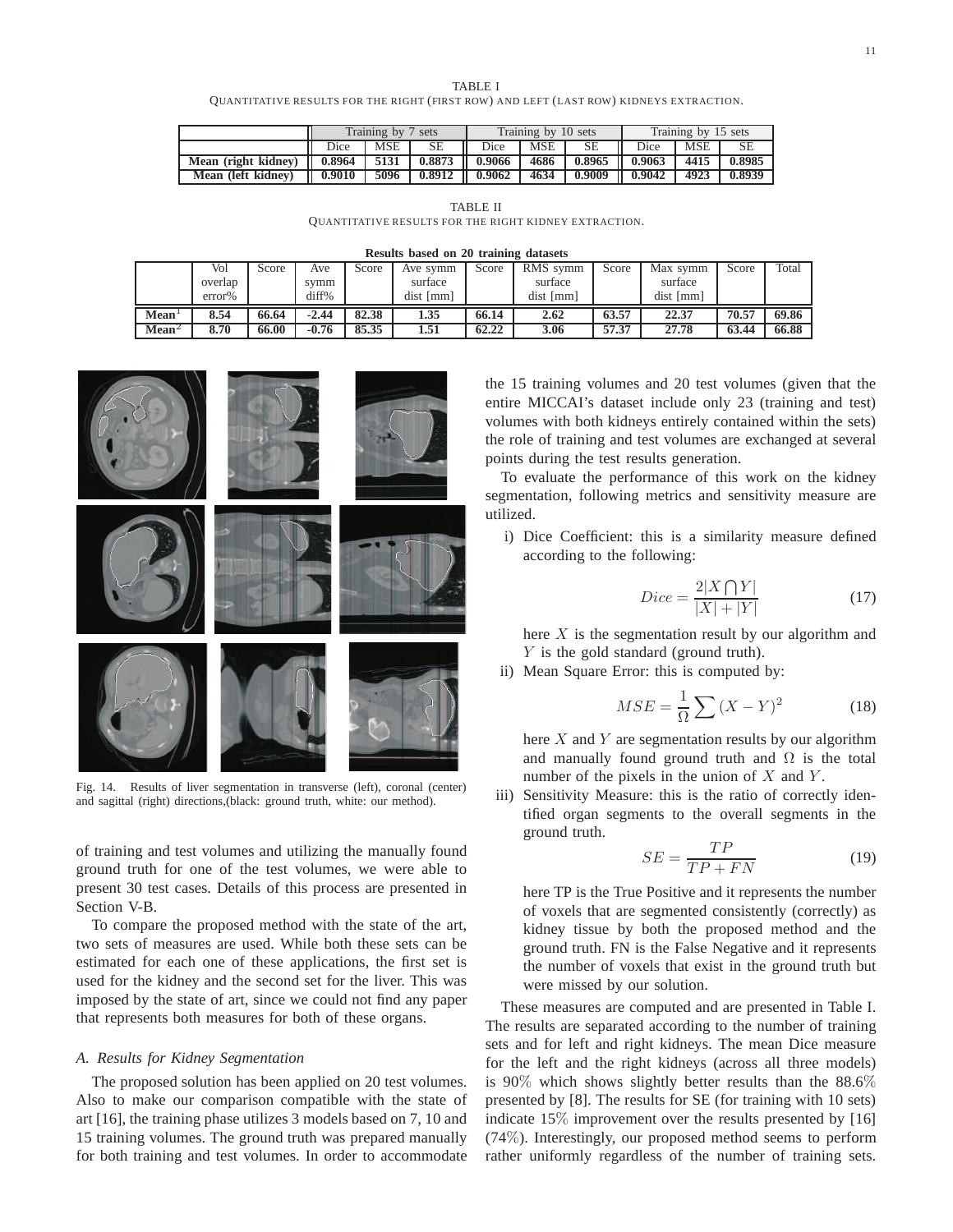TABLE I

QUANTITATIVE RESULTS FOR THE RIGHT (FIRST ROW) AND LEFT (LAST ROW) KIDNEYS EXTRACTION.

| | Training by 7 sets | | | Training by 10 sets | | | Training by 15 sets | | |
|---|---|---|---|---|---|---|---|---|---|
| | Dice | MSE | SE | Dice | MSE | SE | Dice | MSE | SE |
| **Mean (right kidney)** | **0.8964** | **5131** | **0.8873** | **0.9066** | **4686** | **0.8965** | **0.9063** | **4415** | **0.8985** |
| **Mean (left kidney)** | **0.9010** | **5096** | **0.8912** | **0.9062** | **4634** | **0.9009** | **0.9042** | **4923** | **0.8939** |

TABLE II

QUANTITATIVE RESULTS FOR THE RIGHT KIDNEY EXTRACTION.

**Results based on 20 training datasets**

| | Vol overlap error% | Score | Ave symm diff% | Score | Ave symm surface dist [mm] | Score | RMS symm surface dist [mm] | Score | Max symm surface dist [mm] | Score | Total |
|---|---|---|---|---|---|---|---|---|---|---|---|
| **Mean**[1] | **8.54** | **66.64** | **-2.44** | **82.38** | **1.35** | **66.14** | **2.62** | **63.57** | **22.37** | **70.57** | **69.86** |
| **Mean**[2] | **8.70** | **66.00** | **-0.76** | **85.35** | **1.51** | **62.22** | **3.06** | **57.37** | **27.78** | **63.44** | **66.88** |

Fig. 14. Results of liver segmentation in transverse (left), coronal (center) and sagittal (right) directions,(black: ground truth, white: our method).

of training and test volumes and utilizing the manually found ground truth for one of the test volumes, we were able to present 30 test cases. Details of this process are presented in Section V-B.

To compare the proposed method with the state of the art, two sets of measures are used. While both these sets can be estimated for each one of these applications, the first set is used for the kidney and the second set for the liver. This was imposed by the state of art, since we could not find any paper that represents both measures for both of these organs.

### *A. Results for Kidney Segmentation*

The proposed solution has been applied on 20 test volumes. Also to make our comparison compatible with the state of art [16], the training phase utilizes 3 models based on 7, 10 and 15 training volumes. The ground truth was prepared manually for both training and test volumes. In order to accommodate the 15 training volumes and 20 test volumes (given that the entire MICCAI's dataset include only 23 (training and test) volumes with both kidneys entirely contained within the sets) the role of training and test volumes are exchanged at several points during the test results generation.

To evaluate the performance of this work on the kidney segmentation, following metrics and sensitivity measure are utilized.

i) Dice Coefficient: this is a similarity measure defined according to the following:

$$Dice = \frac{2|X \bigcap Y|}{|X| + |Y|} \tag{17}$$

here $X$ is the segmentation result by our algorithm and $Y$ is the gold standard (ground truth).

ii) Mean Square Error: this is computed by:

$$MSE = \frac{1}{\Omega} \sum (X - Y)^2 \tag{18}$$

here $X$ and $Y$ are segmentation results by our algorithm and manually found ground truth and $\Omega$ is the total number of the pixels in the union of $X$ and $Y$.

iii) Sensitivity Measure: this is the ratio of correctly identified organ segments to the overall segments in the ground truth.

$$SE = \frac{TP}{TP + FN} \tag{19}$$

here TP is the True Positive and it represents the number of voxels that are segmented consistently (correctly) as kidney tissue by both the proposed method and the ground truth. FN is the False Negative and it represents the number of voxels that exist in the ground truth but were missed by our solution.

These measures are computed and are presented in Table I. The results are separated according to the number of training sets and for left and right kidneys. The mean Dice measure for the left and the right kidneys (across all three models) is 90% which shows slightly better results than the 88.6% presented by [8]. The results for SE (for training with 10 sets) indicate 15% improvement over the results presented by [16] (74%). Interestingly, our proposed method seems to perform rather uniformly regardless of the number of training sets.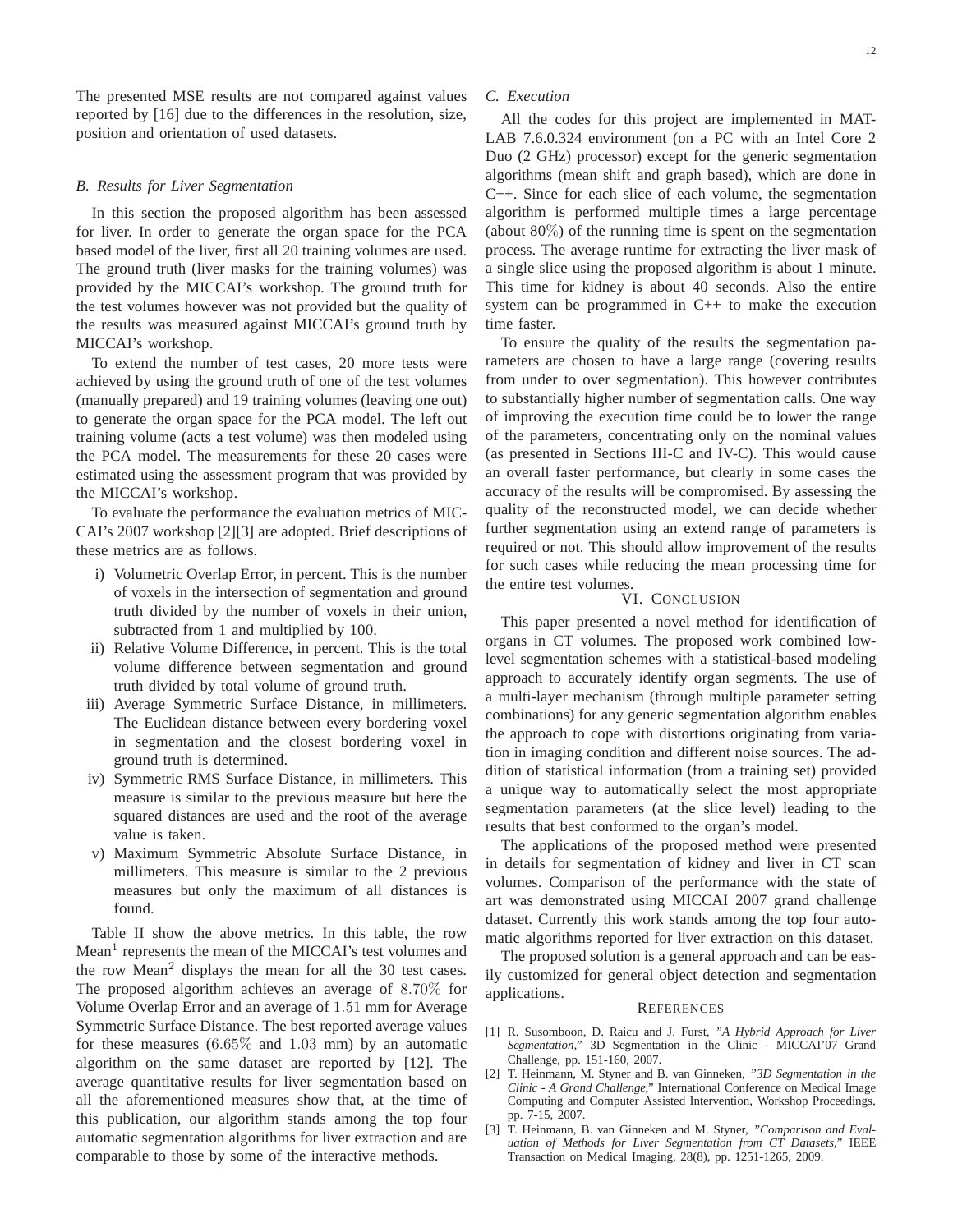The presented MSE results are not compared against values reported by [16] due to the differences in the resolution, size, position and orientation of used datasets.

### B. Results for Liver Segmentation

In this section the proposed algorithm has been assessed for liver. In order to generate the organ space for the PCA based model of the liver, first all 20 training volumes are used. The ground truth (liver masks for the training volumes) was provided by the MICCAI's workshop. The ground truth for the test volumes however was not provided but the quality of the results was measured against MICCAI's ground truth by MICCAI's workshop.

To extend the number of test cases, 20 more tests were achieved by using the ground truth of one of the test volumes (manually prepared) and 19 training volumes (leaving one out) to generate the organ space for the PCA model. The left out training volume (acts a test volume) was then modeled using the PCA model. The measurements for these 20 cases were estimated using the assessment program that was provided by the MICCAI's workshop.

To evaluate the performance the evaluation metrics of MICCAI's 2007 workshop [2][3] are adopted. Brief descriptions of these metrics are as follows.

i) Volumetric Overlap Error, in percent. This is the number of voxels in the intersection of segmentation and ground truth divided by the number of voxels in their union, subtracted from 1 and multiplied by 100.

ii) Relative Volume Difference, in percent. This is the total volume difference between segmentation and ground truth divided by total volume of ground truth.

iii) Average Symmetric Surface Distance, in millimeters. The Euclidean distance between every bordering voxel in segmentation and the closest bordering voxel in ground truth is determined.

iv) Symmetric RMS Surface Distance, in millimeters. This measure is similar to the previous measure but here the squared distances are used and the root of the average value is taken.

v) Maximum Symmetric Absolute Surface Distance, in millimeters. This measure is similar to the 2 previous measures but only the maximum of all distances is found.

Table II show the above metrics. In this table, the row Mean$^1$ represents the mean of the MICCAI's test volumes and the row Mean$^2$ displays the mean for all the 30 test cases. The proposed algorithm achieves an average of $8.70\%$ for Volume Overlap Error and an average of $1.51$ mm for Average Symmetric Surface Distance. The best reported average values for these measures ($6.65\%$ and $1.03$ mm) by an automatic algorithm on the same dataset are reported by [12]. The average quantitative results for liver segmentation based on all the aforementioned measures show that, at the time of this publication, our algorithm stands among the top four automatic segmentation algorithms for liver extraction and are comparable to those by some of the interactive methods.

### C. Execution

All the codes for this project are implemented in MATLAB 7.6.0.324 environment (on a PC with an Intel Core 2 Duo (2 GHz) processor) except for the generic segmentation algorithms (mean shift and graph based), which are done in C++. Since for each slice of each volume, the segmentation algorithm is performed multiple times a large percentage (about $80\%$) of the running time is spent on the segmentation process. The average runtime for extracting the liver mask of a single slice using the proposed algorithm is about 1 minute. This time for kidney is about 40 seconds. Also the entire system can be programmed in C++ to make the execution time faster.

To ensure the quality of the results the segmentation parameters are chosen to have a large range (covering results from under to over segmentation). This however contributes to substantially higher number of segmentation calls. One way of improving the execution time could be to lower the range of the parameters, concentrating only on the nominal values (as presented in Sections III-C and IV-C). This would cause an overall faster performance, but clearly in some cases the accuracy of the results will be compromised. By assessing the quality of the reconstructed model, we can decide whether further segmentation using an extend range of parameters is required or not. This should allow improvement of the results for such cases while reducing the mean processing time for the entire test volumes.

## VI. Conclusion

This paper presented a novel method for identification of organs in CT volumes. The proposed work combined low-level segmentation schemes with a statistical-based modeling approach to accurately identify organ segments. The use of a multi-layer mechanism (through multiple parameter setting combinations) for any generic segmentation algorithm enables the approach to cope with distortions originating from variation in imaging condition and different noise sources. The addition of statistical information (from a training set) provided a unique way to automatically select the most appropriate segmentation parameters (at the slice level) leading to the results that best conformed to the organ's model.

The applications of the proposed method were presented in details for segmentation of kidney and liver in CT scan volumes. Comparison of the performance with the state of art was demonstrated using MICCAI 2007 grand challenge dataset. Currently this work stands among the top four automatic algorithms reported for liver extraction on this dataset.

The proposed solution is a general approach and can be easily customized for general object detection and segmentation applications.

## References

[1] R. Susomboon, D. Raicu and J. Furst, "*A Hybrid Approach for Liver Segmentation*," 3D Segmentation in the Clinic - MICCAI'07 Grand Challenge, pp. 151-160, 2007.

[2] T. Heinmann, M. Styner and B. van Ginneken, "*3D Segmentation in the Clinic - A Grand Challenge*," International Conference on Medical Image Computing and Computer Assisted Intervention, Workshop Proceedings, pp. 7-15, 2007.

[3] T. Heinmann, B. van Ginneken and M. Styner, "*Comparison and Evaluation of Methods for Liver Segmentation from CT Datasets*," IEEE Transaction on Medical Imaging, 28(8), pp. 1251-1265, 2009.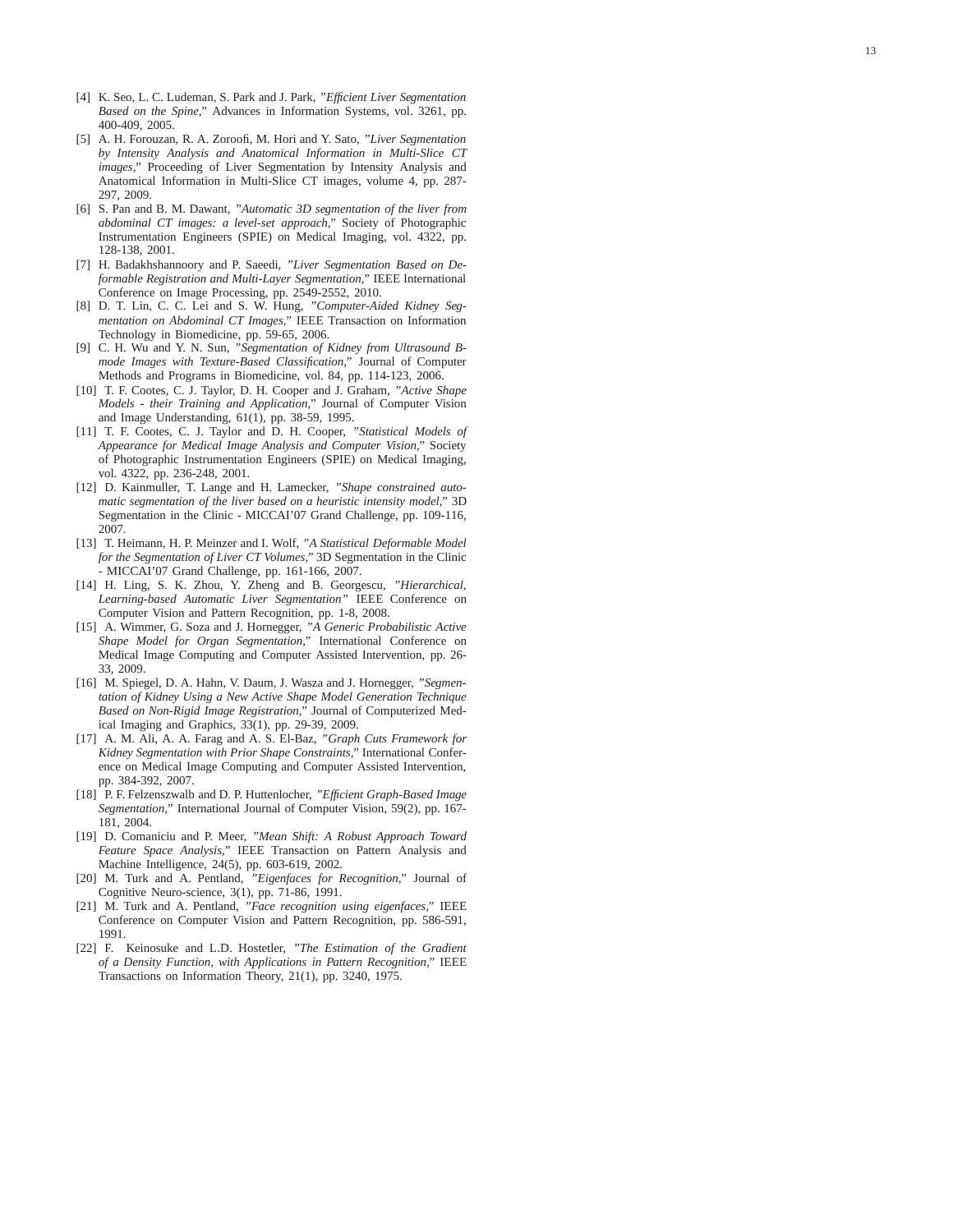[4] K. Seo, L. C. Ludeman, S. Park and J. Park, "*Efficient Liver Segmentation Based on the Spine*," Advances in Information Systems, vol. 3261, pp. 400-409, 2005.

[5] A. H. Forouzan, R. A. Zoroofi, M. Hori and Y. Sato, "*Liver Segmentation by Intensity Analysis and Anatomical Information in Multi-Slice CT images*," Proceeding of Liver Segmentation by Intensity Analysis and Anatomical Information in Multi-Slice CT images, volume 4, pp. 287-297, 2009.

[6] S. Pan and B. M. Dawant, "*Automatic 3D segmentation of the liver from abdominal CT images: a level-set approach*," Society of Photographic Instrumentation Engineers (SPIE) on Medical Imaging, vol. 4322, pp. 128-138, 2001.

[7] H. Badakhshannoory and P. Saeedi, "*Liver Segmentation Based on Deformable Registration and Multi-Layer Segmentation*," IEEE International Conference on Image Processing, pp. 2549-2552, 2010.

[8] D. T. Lin, C. C. Lei and S. W. Hung, "*Computer-Aided Kidney Segmentation on Abdominal CT Images*," IEEE Transaction on Information Technology in Biomedicine, pp. 59-65, 2006.

[9] C. H. Wu and Y. N. Sun, "*Segmentation of Kidney from Ultrasound B-mode Images with Texture-Based Classification*," Journal of Computer Methods and Programs in Biomedicine, vol. 84, pp. 114-123, 2006.

[10] T. F. Cootes, C. J. Taylor, D. H. Cooper and J. Graham, "*Active Shape Models - their Training and Application*," Journal of Computer Vision and Image Understanding, 61(1), pp. 38-59, 1995.

[11] T. F. Cootes, C. J. Taylor and D. H. Cooper, "*Statistical Models of Appearance for Medical Image Analysis and Computer Vision*," Society of Photographic Instrumentation Engineers (SPIE) on Medical Imaging, vol. 4322, pp. 236-248, 2001.

[12] D. Kainmuller, T. Lange and H. Lamecker, "*Shape constrained automatic segmentation of the liver based on a heuristic intensity model*," 3D Segmentation in the Clinic - MICCAI'07 Grand Challenge, pp. 109-116, 2007.

[13] T. Heimann, H. P. Meinzer and I. Wolf, "*A Statistical Deformable Model for the Segmentation of Liver CT Volumes*," 3D Segmentation in the Clinic - MICCAI'07 Grand Challenge, pp. 161-166, 2007.

[14] H. Ling, S. K. Zhou, Y. Zheng and B. Georgescu, "*Hierarchical, Learning-based Automatic Liver Segmentation*" IEEE Conference on Computer Vision and Pattern Recognition, pp. 1-8, 2008.

[15] A. Wimmer, G. Soza and J. Hornegger, "*A Generic Probabilistic Active Shape Model for Organ Segmentation*," International Conference on Medical Image Computing and Computer Assisted Intervention, pp. 26-33, 2009.

[16] M. Spiegel, D. A. Hahn, V. Daum, J. Wasza and J. Hornegger, "*Segmentation of Kidney Using a New Active Shape Model Generation Technique Based on Non-Rigid Image Registration*," Journal of Computerized Medical Imaging and Graphics, 33(1), pp. 29-39, 2009.

[17] A. M. Ali, A. A. Farag and A. S. El-Baz, "*Graph Cuts Framework for Kidney Segmentation with Prior Shape Constraints*," International Conference on Medical Image Computing and Computer Assisted Intervention, pp. 384-392, 2007.

[18] P. F. Felzenszwalb and D. P. Huttenlocher, "*Efficient Graph-Based Image Segmentation*," International Journal of Computer Vision, 59(2), pp. 167-181, 2004.

[19] D. Comaniciu and P. Meer, "*Mean Shift: A Robust Approach Toward Feature Space Analysis*," IEEE Transaction on Pattern Analysis and Machine Intelligence, 24(5), pp. 603-619, 2002.

[20] M. Turk and A. Pentland, "*Eigenfaces for Recognition*," Journal of Cognitive Neuro-science, 3(1), pp. 71-86, 1991.

[21] M. Turk and A. Pentland, "*Face recognition using eigenfaces*," IEEE Conference on Computer Vision and Pattern Recognition, pp. 586-591, 1991.

[22] F. Keinosuke and L.D. Hostetler, "*The Estimation of the Gradient of a Density Function, with Applications in Pattern Recognition*," IEEE Transactions on Information Theory, 21(1), pp. 3240, 1975.